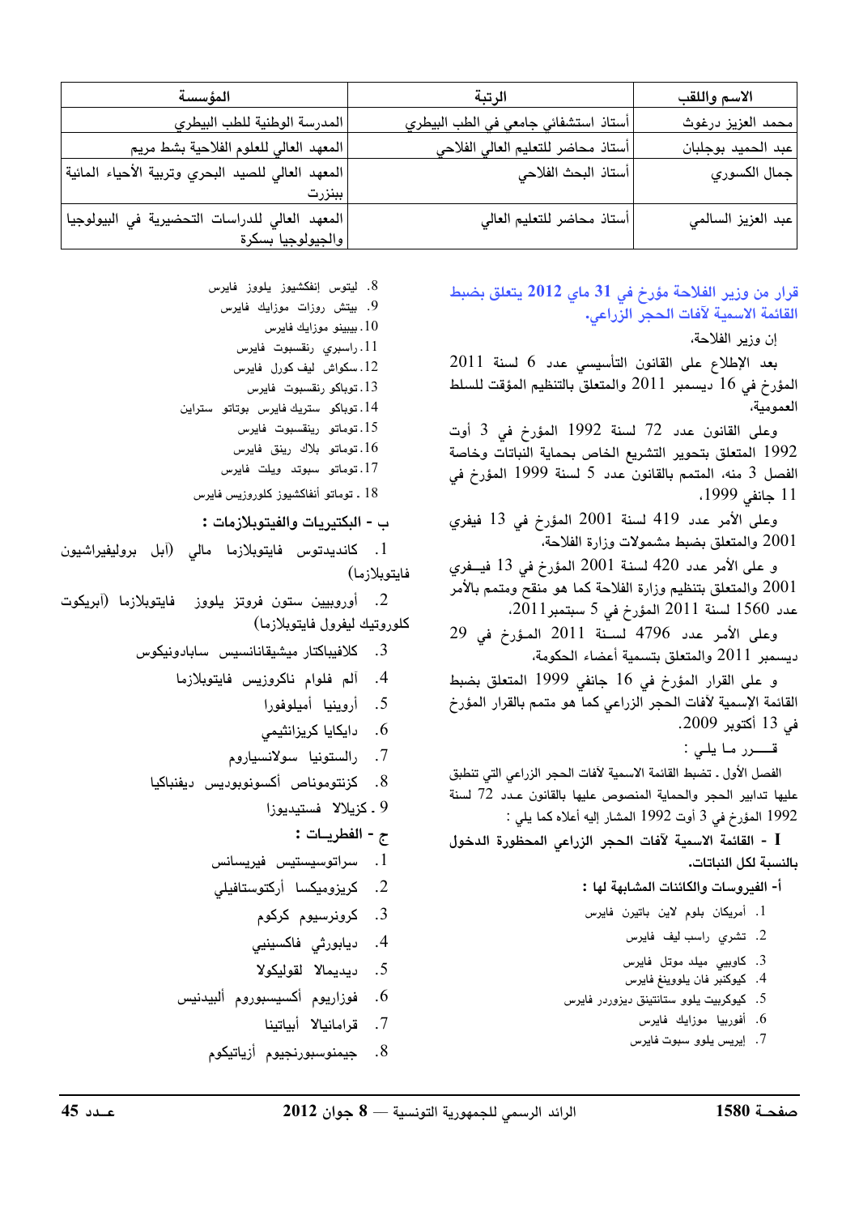| الاسم واللقب | الرتبة | المؤسسة |
| --- | --- | --- |
| محمد العزيز درغوث | أستاذ استشفائي جامعي في الطب البيطري | المدرسة الوطنية للطب البيطري |
| عبد الحميد بوجلبان | أستاذ محاضر للتعليم العالي الفلاحي | المعهد العالي للعلوم الفلاحية بشط مريم |
| جمال الكسوري | أستاذ البحث الفلاحي | المعهد العالي للصيد البحري وتربية الأحياء المائية ببنزرت |
| عبد العزيز السالمي | أستاذ محاضر للتعليم العالي | المعهد العالي للدراسات التحضيرية في البيولوجيا والجيولوجيا بسكرة |

## قرار من وزير الفلاحة مؤرخ في 31 ماي 2012 يتعلق بضبط القائمة الاسمية لآفات الحجر الزراعي.

إن وزير الفلاحة،

بعد الإطلاع على القانون التأسيسي عدد 6 لسنة 2011 المؤرخ في 16 ديسمبر 2011 والمتعلق بالتنظيم المؤقت للسلط العمومية،

وعلى القانون عدد 72 لسنة 1992 المؤرخ في 3 أوت 1992 المتعلق بتحوير التشريع الخاص بحماية النباتات وخاصة الفصل 3 منه، المتمم بالقانون عدد 5 لسنة 1999 المؤرخ في 11 جانفي 1999،

وعلى الأمر عدد 419 لسنة 2001 المؤرخ في 13 فيفري 2001 والمتعلق بضبط مشمولات وزارة الفلاحة،

و على الأمر عدد 420 لسنة 2001 المؤرخ في 13 فيفري 2001 والمتعلق بتنظيم وزارة الفلاحة كما هو منقح ومتمم بالأمر عدد 1560 لسنة 2011 المؤرخ في 5 سبتمبر2011،

وعلى الأمر عدد 4796 لسنة 2011 المؤرخ في 29 ديسمبر 2011 والمتعلق بتسمية أعضاء الحكومة،

و على القرار المؤرخ في 16 جانفي 1999 المتعلق بضبط القائمة الإسمية لآفات الحجر الزراعي كما هو متمم بالقرار المؤرخ في 13 أكتوبر 2009.

قـــرر مـا يلـي :

الفصل الأول ـ تضبط القائمة الاسمية لآفات الحجر الزراعي التي تنطبق عليها تدابير الحجر والحماية المنصوص عليها بالقانون عدد 72 لسنة 1992 المؤرخ في 3 أوت 1992 المشار إليه أعلاه كما يلي :

**I - القائمة الاسمية لآفات الحجر الزراعي المحظورة الدخول بالنسبة لكل النباتات.**

**أ- الفيروسات والكائنات المشابهة لها :**

1. أمريكان بلوم لاين باتيرن فايرس
2. تشري راسب ليف فايرس
3. كاوبيي ميلد موتل فايرس
4. كيوكنبر فان يلووينغ فايرس
5. كيوكربيت يلوو ستانتينق ديزوردر فايرس
6. أفوربيا موزايك فايرس
7. إيريس يلوو سبوت فايرس
8. ليتوس إنفكشيوز يلووز فايرس
9. بيتش روزات موزايك فايرس
10. بيبينو موزايك فايرس
11. راسبري رنقسبوت فايرس
12. سكواش ليف كورل فايرس
13. توباكو رنقسبوت فايرس
14. توباكو ستريك فايرس بوتاتو سترابن
15. توماتو رينقسبوت فايرس
16. توماتو بلاك رينق فايرس
17. توماتو سبوتد ويلت فايرس
18. توماتو أنفاكشيوز كلوروزيس فايرس

**ب - البكتيريات والفيتوبلازمات :**

1. كانديدتوس فايتوبلازما مالي (آبل بروليفيراشيون فايتوبلازما)
2. أوروبيين ستون فروتز يلووز فايتوبلازما (آبريكوت كلوروتيك ليفرول فايتوبلازما)
3. كلافيباكتار ميشيقانانسيس سابادونيكوس
4. آلم فلوام ناكروزيس فايتوبلازما
5. أروينيا أميلوفورا
6. دايكايا كريزانثيمي
7. رالستونيا سولانسياروم
8. كزنتومناص أكسونوبوديس ديفنباكيا
9. كزيلالا فستيديوزا

**ج - الفطريـات :**

1. سراتوسيستيس فيريسانس
2. كريزوميكسا أركتوستافيلي
3. كرونرسيوم كركوم
4. ديابورثي فاكسينيي
5. ديديمالا لقوليكولا
6. فوزاريوم أكسيسبوروم ألبيدنيس
7. قرامانيالا أبياتينا
8. جيمنوسبورنجيوم أزياتيكوم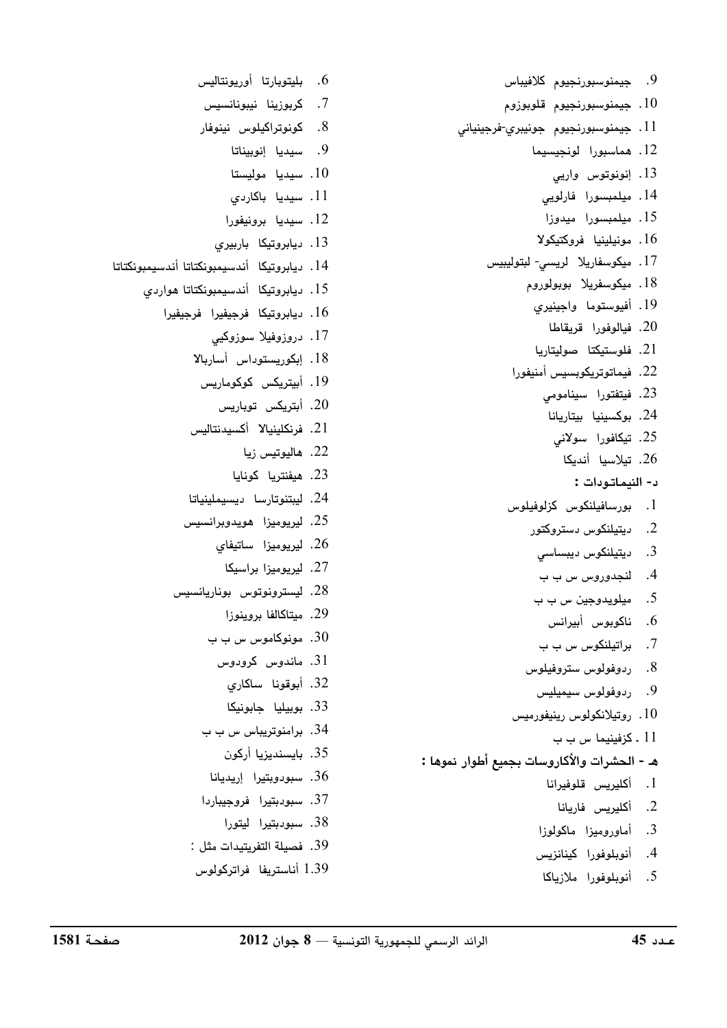9. جيمنوسبورنجيوم كلافيباس
10. جيمنوسبورنجيوم قلوبوزوم
11. جيمنوسبورنجيوم جونيبري-فرجينياني
12. هماسبورا لونجيسيما
13. إنونوتوس واريي
14. ميلمبسورا فارلويي
15. ميلمبسورا ميدوزا
16. مونيلينيا فروكتيكولا
17. ميكوسفاريلا لريسي- لبتوليبيس
18. ميكوسفريلا بوبولوروم
19. أفيوستوما واجينيري
20. فيالوفورا قريقاطا
21. فلوستيكتا صوليتاريا
22. فيماتوتريكوبسيس أمنيفورا
23. فيتفتورا سينامومي
24. بوكسينيا بيتاريانا
25. تيكافورا سولاني
26. تيلاسيا أنديكا

**د- النيماتودات :**

1. بورسافيلنكوس كزلوفيلوس
2. ديتيلنكوس دستروكتور
3. ديتيلنكوس ديبساسي
4. لنجدوروس س ب ب
5. ميلويدوجين س ب ب
6. ناكوبوس أبيرانس
7. براتيلنكوس س ب ب
8. ردوفولوس ستروفيلوس
9. ردوفولوس سيميليس
10. روتيلانكولوس رينيفورميس
11. كزفينيما س ب ب

**هـ - الحشرات والأكاروسات بجميع أطوار نموها :**

1. أكليريس قلوفيرانا
2. أكليريس فاريانا
3. أماوروميزا ماكولوزا
4. أنوبلوفورا كينانزيس
5. أنوبلوفورا ملازياكا
6. بليتوبارتا أوريونتاليس
7. كربوزينا نيبونانسيس
8. كونوتراكيلوس نينوفار
9. سيديا إنوبيناتا
10. سيديا موليستا
11. سيديا باكاردي
12. سيديا برونيفورا
13. ديابروتيكا باربيري
14. ديابروتيكا أندسيمبونكتاتا أندسيمبونكتاتا
15. ديابروتيكا أندسيمبونكتاتا هواردي
16. ديابروتيكا فرجيفيرا فرجيفيرا
17. دروزوفيلا سوزوكيي
18. إبكوريستوداس أساربالا
19. أبيتريكس كوكوماريس
20. أبتريكس توباريس
21. فرنكلينيالا أكسيدنتاليس
22. هاليوتيس زيا
23. هيفنتريا كونايا
24. ليبتنوتارسا ديسيملينياتا
25. ليريوميزا هويدوبرانسيس
26. ليريوميزا ساتيفاي
27. ليريوميزا براسيكا
28. ليسترونوتوس بوناريانسيس
29. ميتاكالفا بروينوزا
30. مونوكاموس س ب ب
31. ماندوس كرودوس
32. أبوقونا ساكاري
33. بوبيليا جابونيكا
34. برامنوتريباس س ب ب
35. بايسنديزيا أركون
36. سبودوبتيرا إريديانا
37. سبودبتيرا فروجيباردا
38. سبودبتيرا ليتورا
39. فصيلة التفريتيدات مثل :

1.39 أناستريفا فراتركولوس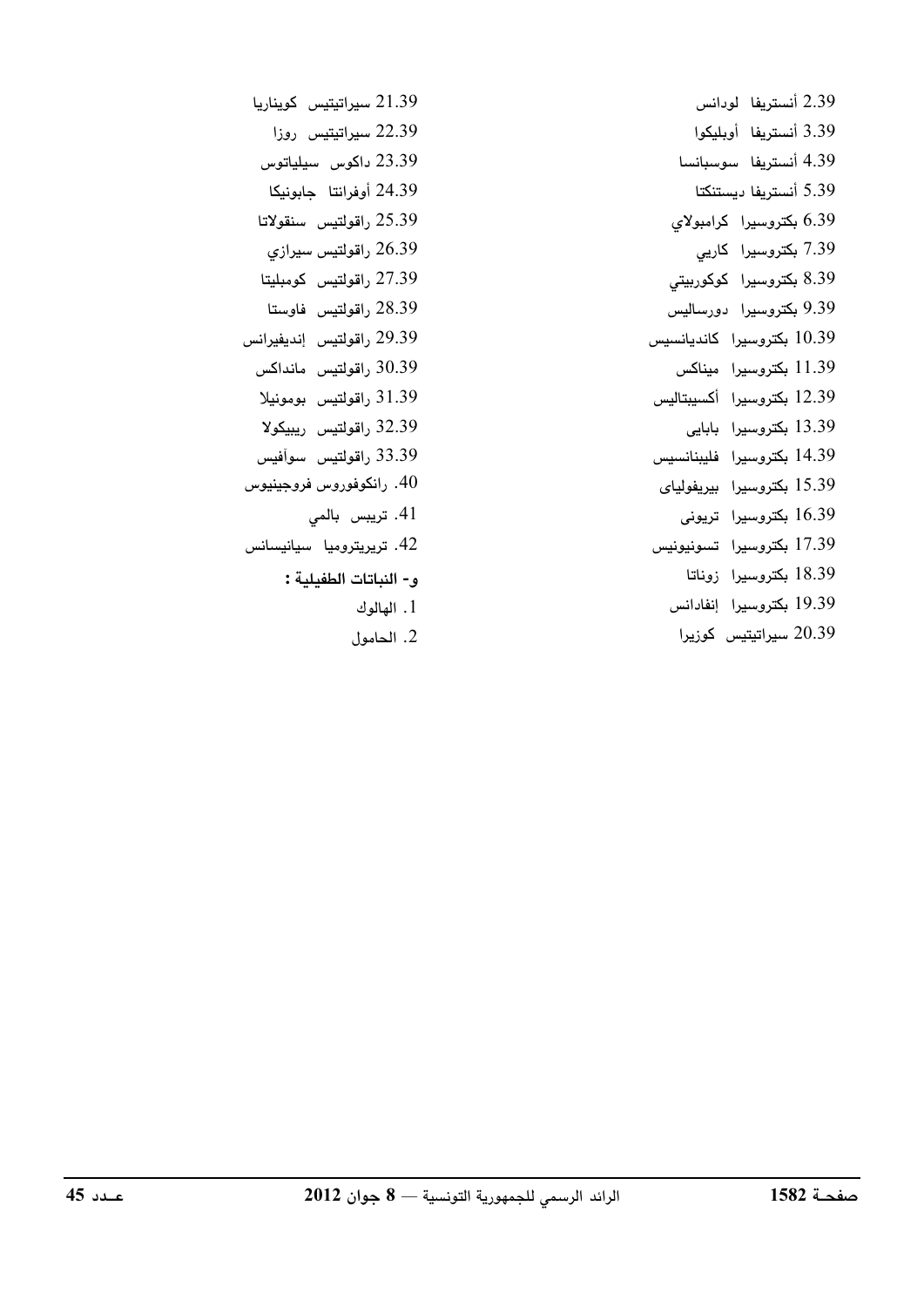2.39 أنستريفا لودانس

3.39 أنستريفا أوبليكوا

4.39 أنستريفا سوسبانسا

5.39 أنستريفا ديستنكتا

6.39 بكتروسيرا كرامبولاي

7.39 بكتروسيرا كاريي

8.39 بكتروسيرا كوكوربيتي

9.39 بكتروسيرا دورساليس

10.39 بكتروسيرا كانديانسيس

11.39 بكتروسيرا ميناكس

12.39 بكتروسيرا أكسيبتاليس

13.39 بكتروسيرا بابايى

14.39 بكتروسيرا فليبنانسيس

15.39 بكتروسيرا بيريفولياى

16.39 بكتروسيرا تريونى

17.39 بكتروسيرا تسونيونيس

18.39 بكتروسيرا زوناتا

19.39 بكتروسيرا إنفادانس

20.39 سيراتيتيس كوزيرا

21.39 سيراتيتيس كويناريا

22.39 سيراتيتيس روزا

23.39 داكوس سيلياتوس

24.39 أوفرانتا جابونيكا

25.39 راقولتيس سنقولاتا

26.39 راقولتيس سيرازي

27.39 راقولتيس كومبليتا

28.39 راقولتيس فاوستا

29.39 راقولتيس إنديفيرانس

30.39 راقولتيس مانداكس

31.39 راقولتيس بومونيلا

32.39 راقولتيس ريبيكولا

33.39 راقولتيس سوآفيس

40. رانكوفوروس فروجينيوس

41. تريبس بالمي

42. تريريتروميا سيانيسانس

**و- النباتات الطفيلية :**

1. الهالوك
2. الحامول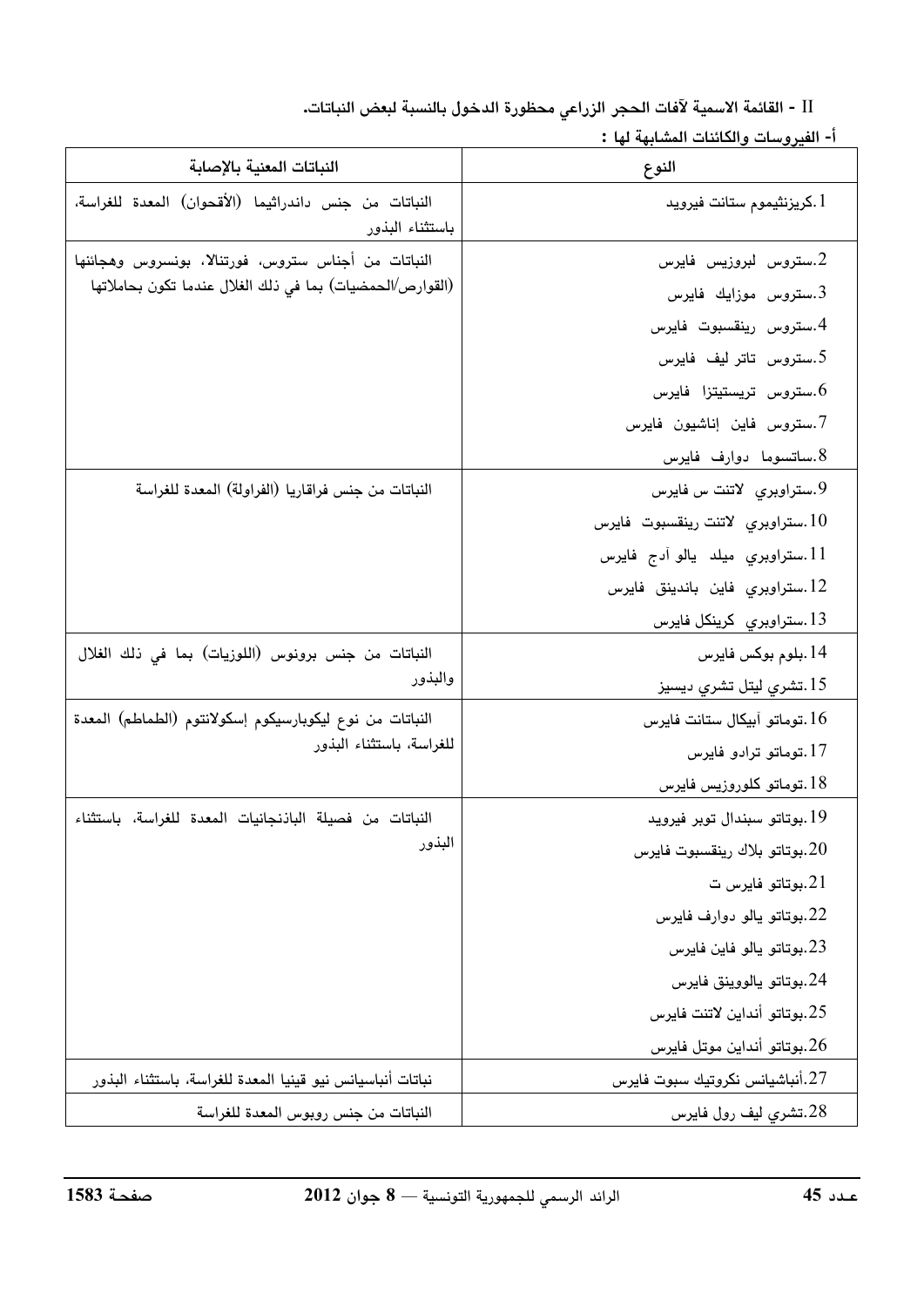II - **القائمة الاسمية لآفات الحجر الزراعي محظورة الدخول بالنسبة لبعض النباتات.**

**أ- الفيروسات والكائنات المشابهة لها :**

| النوع | النباتات المعنية بالإصابة |
|---|---|
| 1.كريزنثيموم ستانت فيرويد | النباتات من جنس داندراثيما (الأقحوان) المعدة للغراسة، باستثناء البذور |
| 2.ستروس لبروزيس فايرس<br>3.ستروس موزايك فايرس<br>4.ستروس رينقسبوت فايرس<br>5.ستروس تاتر ليف فايرس<br>6.ستروس تريستيتزا فايرس<br>7.ستروس فاين إناشيون فايرس<br>8.ساتسوما دوارف فايرس | النباتات من أجناس ستروس، فورتنالا، بونسروس وهجائنها (القوارص/الحمضيات) بما في ذلك الغلال عندما تكون بحاملاتها |
| 9.ستراوبري لاتنت س فايرس<br>10.ستراوبري لاتنت رينقسبوت فايرس<br>11.ستراوبري ميلد يالو آدج فايرس<br>12.ستراوبري فاين باندينق فايرس<br>13.ستراوبري كرينكل فايرس | النباتات من جنس فراقاريا (الفراولة) المعدة للغراسة |
| 14.بلوم بوكس فايرس<br>15.تشري ليتل تشري ديسيز | النباتات من جنس برونوس (اللوزيات) بما في ذلك الغلال والبذور |
| 16.توماتو آبيكال ستانت فايرس<br>17.توماتو ترادو فايرس<br>18.توماتو كلوروزيس فايرس | النباتات من نوع ليكوبارسيكوم إسكولانتوم (الطماطم) المعدة للغراسة، باستثناء البذور |
| 19.بوتاتو سبندال توبر فيرويد<br>20.بوتاتو بلاك رينقسبوت فايرس<br>21.بوتاتو فايرس ت<br>22.بوتاتو يالو دوارف فايرس<br>23.بوتاتو يالو فاين فايرس<br>24.بوتاتو يالووينق فايرس<br>25.بوتاتو أنداين لاتنت فايرس<br>26.بوتاتو أنداين موتل فايرس | النباتات من فصيلة الباذنجانيات المعدة للغراسة، باستثناء البذور |
| 27.أنباشيانس نكروتيك سبوت فايرس | نباتات أنباسيانس نيو قينيا المعدة للغراسة، باستثناء البذور |
| 28.تشري ليف رول فايرس | النباتات من جنس روبوس المعدة للغراسة |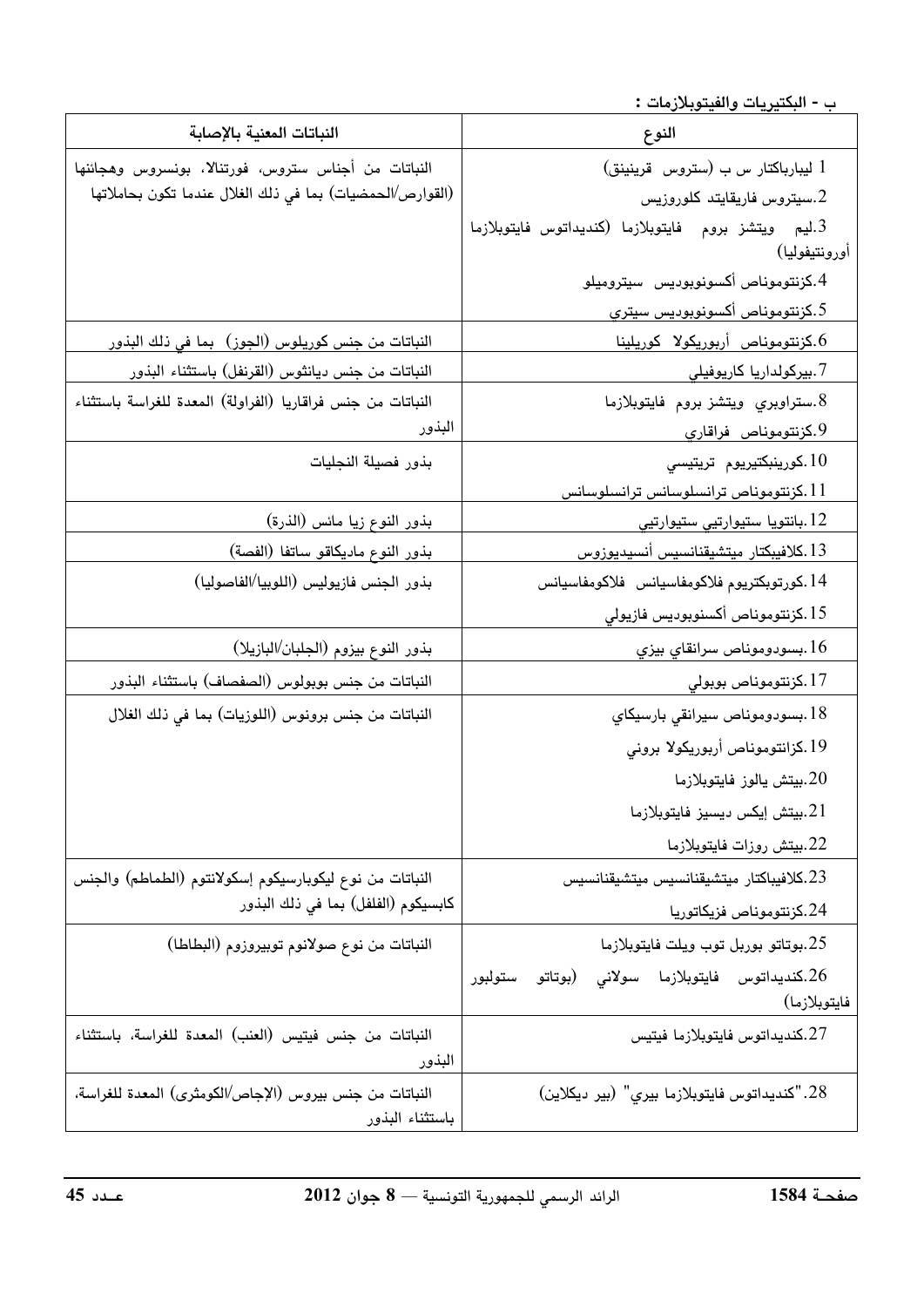ب - البكتيريات والفيتوبلازمات :

| النوع | النباتات المعنية بالإصابة |
|---|---|
| 1 ليبارباكتار س ب (ستروس قرينينق)<br>2.سيتروس فاريقايتد كلوروزيس<br>3.ليم ويتشز بروم فايتوبلازما (كنديداتوس فايتوبلازما أورونتيفوليا)<br>4.كزنتوموناص أكسونوبوديس سيتروميلو<br>5.كزنتوموناص أكسونوبوديس سيتري | النباتات من أجناس ستروس، فورتنالا، بونسروس وهجائنها (القوارص/الحمضيات) بما في ذلك الغلال عندما تكون بحاملاتها |
| 6.كزنتوموناص أربوريكولا كوريلينا | النباتات من جنس كوريلوس (الجوز) بما في ذلك البذور |
| 7.بيركولداريا كاريوفيلي | النباتات من جنس ديانثوس (القرنفل) باستثناء البذور |
| 8.ستراوبري ويتشز بروم فايتوبلازما<br>9.كزنتوموناص فراقاري | النباتات من جنس فراقاريا (الفراولة) المعدة للغراسة باستثناء البذور |
| 10.كورينبكتيريوم تريتيسي<br>11.كزنتوموناص ترانسلوسانس ترانسلوسانس | بذور فصيلة النجليات |
| 12.بانتويا ستيوارتيي ستيوارتيي | بذور النوع زيا مائس (الذرة) |
| 13.كلافيبكتار ميتشيقنانسيس أنسيديوزوس | بذور النوع ماديكاقو ساتفا (الفصة) |
| 14.كورتوبكتريوم فلاكومفاسيانس فلاكومفاسيانس<br>15.كزنتوموناص أكسنوبوديس فازيولي | بذور الجنس فازيوليس (اللوبيا/الفاصوليا) |
| 16.بسودوموناص سرانقاي بيزي | بذور النوع بيزوم (الجلبان/البازيلا) |
| 17.كزنتوموناص بوبولي | النباتات من جنس بوبولوس (الصفصاف) باستثناء البذور |
| 18.بسودوموناص سيرانقي بارسيكاي<br>19.كزانتوموناص أربوريكولا بروني<br>20.بيتش يالوز فايتوبلازما<br>21.بيتش إيكس ديسيز فايتوبلازما<br>22.بيتش روزات فايتوبلازما | النباتات من جنس برونوس (اللوزيات) بما في ذلك الغلال |
| 23.كلافيباكتار ميتشيقنانسيس ميتشيقنانسيس<br>24.كزنتوموناص فزيكاتوريا | النباتات من نوع ليكوبارسيكوم إسكولانتوم (الطماطم) والجنس كابسيكوم (الفلفل) بما في ذلك البذور |
| 25.بوتاتو بوربل توب ويلت فايتوبلازما<br>26.كنديداتوس فايتوبلازما سولاني (بوتاتو ستولبور فايتوبلازما) | النباتات من نوع صولانوم توبيروزوم (البطاطا) |
| 27.كنديداتوس فايتوبلازما فيتيس | النباتات من جنس فيتيس (العنب) المعدة للغراسة، باستثناء البذور |
| 28."كنديداتوس فايتوبلازما بيري" (بير ديكلاين) | النباتات من جنس بيروس (الإجاص/الكومثرى) المعدة للغراسة، باستثناء البذور |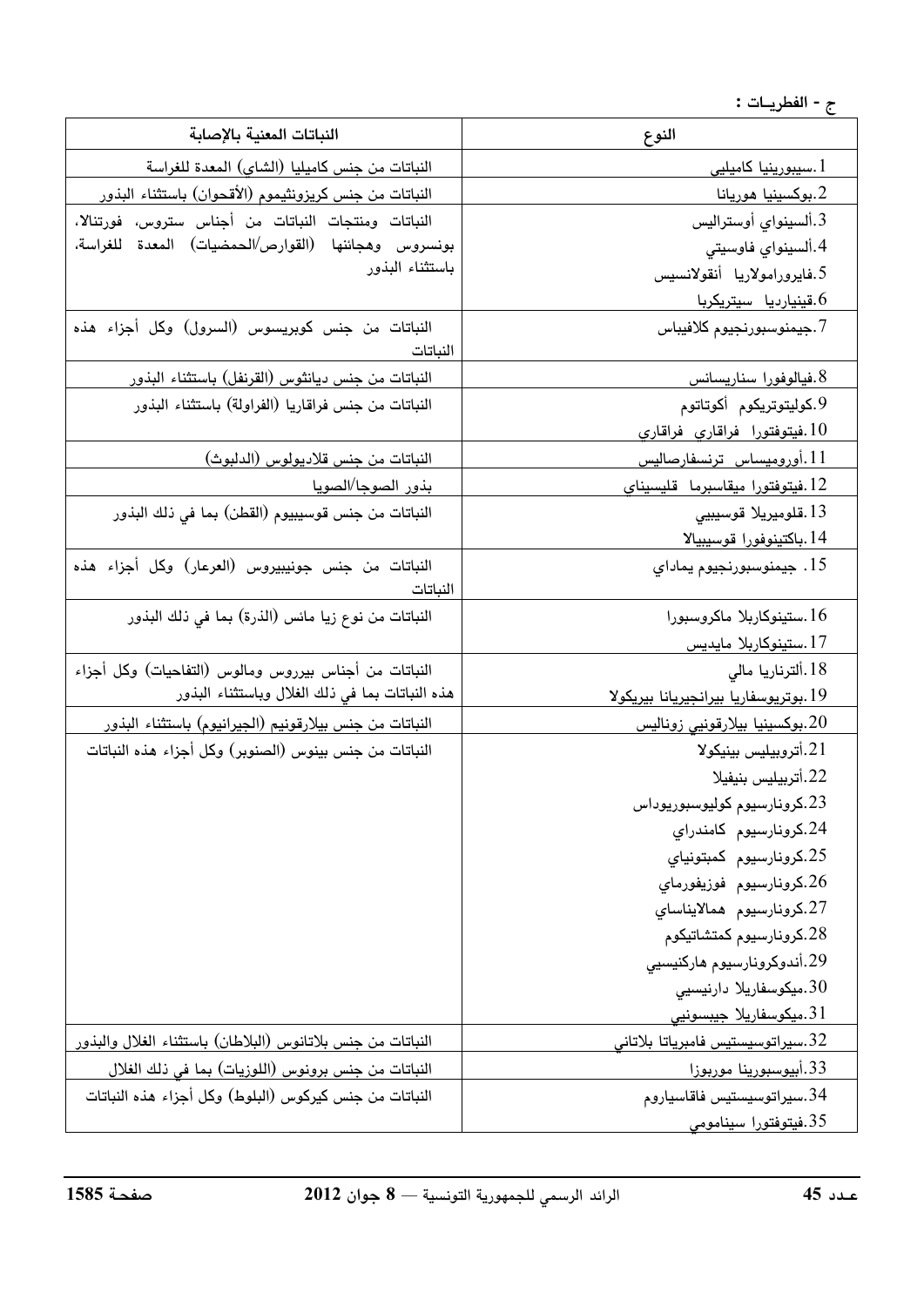ج - الفطريـات :

| النوع | النباتات المعنية بالإصابة |
| --- | --- |
| 1.سيبورينيا كاميليي | النباتات من جنس كاميليا (الشاي) المعدة للغراسة |
| 2.بوكسينيا هوريانا | النباتات من جنس كريزونثيموم (الأقحوان) باستثناء البذور |
| 3.ألسينواي أوستراليس<br>4.ألسينواي فاوسيتي<br>5.فايرورامولاريا أنقولانسيس<br>6.قينياردیا سيتريكربا | النباتات ومنتجات النباتات من أجناس ستروس، فورتنالا، بونسروس وهجائنها (القوارص/الحمضيات) المعدة للغراسة، باستثناء البذور |
| 7.جيمنوسبورنجيوم كلافيباس | النباتات من جنس كوبريسوس (السرول) وكل أجزاء هذه النباتات |
| 8.فيالوفورا سناريسانس | النباتات من جنس ديانثوس (القرنفل) باستثناء البذور |
| 9.كوليتوتريكوم أكوتاتوم<br>10.فيتوفتورا فراقاري فراقاري | النباتات من جنس فراقاريا (الفراولة) باستثناء البذور |
| 11.أوروميساس ترنسفارصاليس | النباتات من جنس قلاديولوس (الدليوث) |
| 12.فيتوفتورا ميقاسبرما قليسيناي | بذور الصوجا/الصويا |
| 13.قلوميريلا قوسيبيي<br>14.باكتينوفورا قوسيبيالا | النباتات من جنس قوسيبيوم (القطن) بما في ذلك البذور |
| 15. جيمنوسبورنجيوم يماداي | النباتات من جنس جونيبيروس (العرعار) وكل أجزاء هذه النباتات |
| 16.ستينوكاربلا ماكروسبورا<br>17.ستينوكاربلا مايديس | النباتات من نوع زيا مائس (الذرة) بما في ذلك البذور |
| 18.ألترناريا مالي<br>19.بوتريوسفاريا بيرانجيريانا بيريكولا | النباتات من أجناس بيروس ومالوس (التفاحيات) وكل أجزاء هذه النباتات بما في ذلك الغلال وباستثناء البذور |
| 20.بوكسينيا بيلارقونيي زوناليس | النباتات من جنس بيلارقونيم (الجيرانيوم) باستثناء البذور |
| 21.أتروبيليس بينيكولا<br>22.أتربيليس بنيفيلا<br>23.كرونارسيوم كوليوسبوريوداس<br>24.كرونارسيوم كامندراي<br>25.كرونارسيوم كمبتونياي<br>26.كرونارسيوم فوزيفورماي<br>27.كرونارسيوم همالايناساي<br>28.كرونارسيوم كمتشاتيكوم<br>29.أندوكرونارسيوم هاركنيسيي<br>30.ميكوسفاريلا دارنيسيي<br>31.ميكوسفاريلا جيبسونيي | النباتات من جنس بينوس (الصنوبر) وكل أجزاء هذه النباتات |
| 32.سيراتوسيستيس فامبرياتا بلاتاني | النباتات من جنس بلاتانوس (البلاطان) باستثناء الغلال والبذور |
| 33.أبيوسبورينا موربوزا | النباتات من جنس برونوس (اللوزيات) بما في ذلك الغلال |
| 34.سيراتوسيستيس فاقاسياروم<br>35.فيتوفتورا سينامومي | النباتات من جنس كيركوس (البلوط) وكل أجزاء هذه النباتات |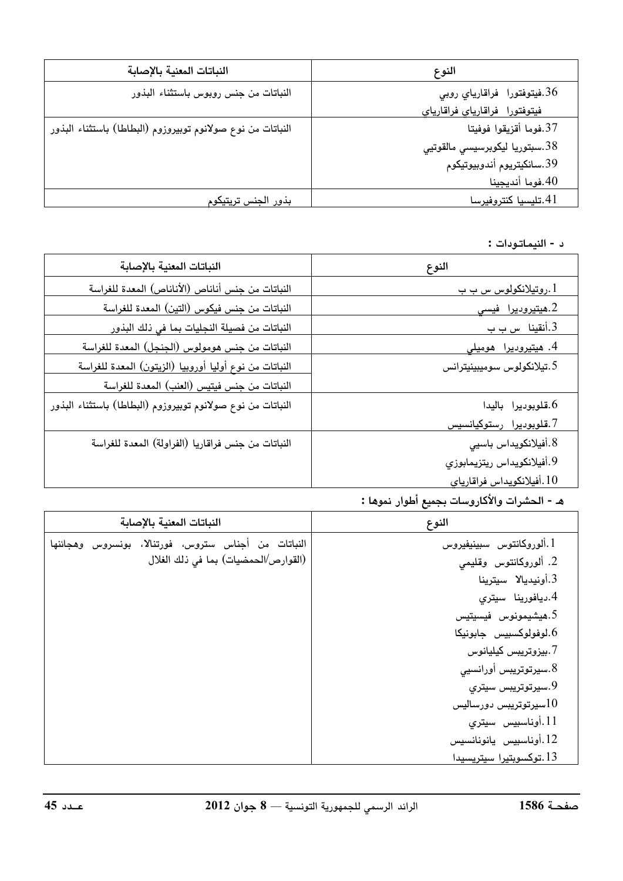| النوع | النباتات المعنية بالإصابة |
|---|---|
| 36.فيتوفتورا فراقاراياي روبي<br>فيتوفتورا فراقاراياي فراقاراياي | النباتات من جنس روبوس باستثناء البذور |
| 37.فوما أقزيقوا فوفيتا<br>38.سبتوريا ليكوبرسيسي مالقوتيي<br>39.سانكيتريوم أندوبيوتيكوم<br>40.فوما أنديجينا | النباتات من نوع صولانوم توبيروزوم (البطاطا) باستثناء البذور |
| 41.تليسيا كنتروفيرسا | بذور الجنس تريتيكوم |

د - النيماتودات :

| النوع | النباتات المعنية بالإصابة |
|---|---|
| 1.روتيلانكولوس س ب ب | النباتات من جنس أناناص (الأناناص) المعدة للغراسة |
| 2.هيتيروديرا فيسي | النباتات من جنس فيكوس (التين) المعدة للغراسة |
| 3.أنقينا س ب ب | النباتات من فصيلة النجليات بما في ذلك البذور |
| 4. هيتيروديرا هوميلي | النباتات من جنس هومولوس (الجنجل) المعدة للغراسة |
| 5.تيلانكولوس سومييينيترانس | النباتات من نوع أوليا أوروبيا (الزيتون) المعدة للغراسة<br>النباتات من جنس فيتيس (العنب) المعدة للغراسة |
| 6.قلوبوديرا باليدا<br>7.قلوبوديرا رستوكيانسيس | النباتات من نوع صولانوم توبيروزوم (البطاطا) باستثناء البذور |
| 8.أفيلانكويداس باسيي<br>9.أفيلانكويداس ريتزيمابوزي<br>10.أفيلانكويداس فراقاراياي | النباتات من جنس فراقاريا (الفراولة) المعدة للغراسة |

هـ - الحشرات والأكاروسات بجميع أطوار نموها :

| النوع | النباتات المعنية بالإصابة |
|---|---|
| 1.ألوروكانتوس سبينيفيروس<br>2. ألوروكانتوس وقليمي<br>3.أونيديالا سيترينا<br>4.ديافورينا سيتري<br>5.هيشيمونوس فيسيتيس<br>6.لوفولوكسبيس جابونيكا<br>7.بيزوتريبس كيليانوس<br>8.سيرتوتريبس أورانسيي<br>9.سيرتوتريبس سيتري<br>10سيرتوتريبس دورساليس<br>11.أوناسبيس سيتري<br>12.أوناسبيس يانونانسيس<br>13.توكسوبتيرا سيتريسيدا | النباتات من أجناس ستروس، فورتنالا، بونسروس وهجائنها (القوارص/الحمضيات) بما في ذلك الغلال |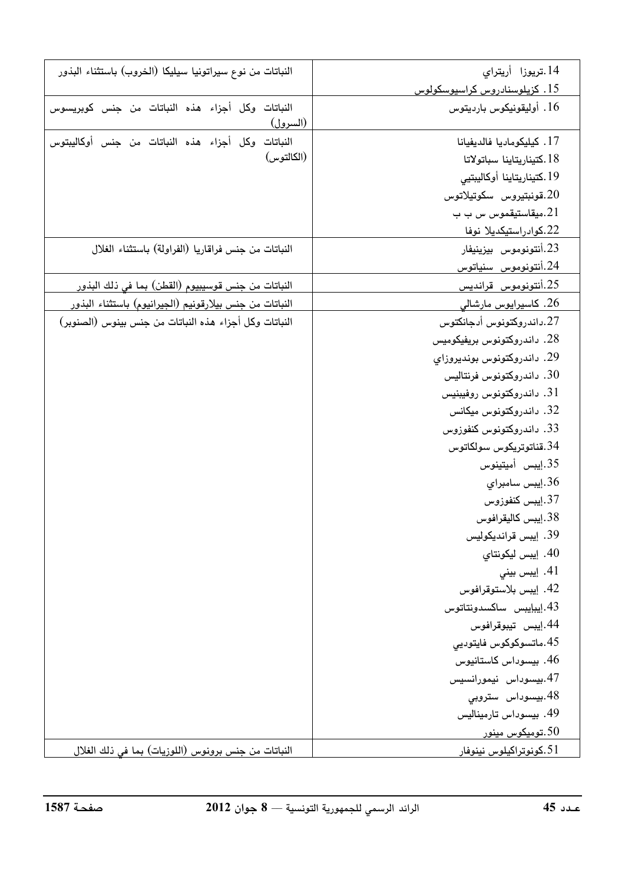| | |
|---|---|
| 14.تريوزا أريتراي<br>15. كزيلوسنادروس كراسيوسكولوس | النباتات من نوع سيراتونيا سيليكا (الخروب) باستثناء البذور |
| 16. أوليقونيكوس بارديتوس | النباتات وكل أجزاء هذه النباتات من جنس كوبريسوس (السرول) |
| 17. كيليكوماديا فالديفيانا<br>18.كتيناريتاينا سباتولاتا<br>19.كتيناريتاينا أوكاليبتيي<br>20.قونبتيروس سكوتيلاتوس<br>21.ميقاستيقموس س ب ب<br>22.كوادراستيكديلا نوفا | النباتات وكل أجزاء هذه النباتات من جنس أوكاليبتوس (الكالتوس) |
| 23.أنتونوموس بيزينيفار<br>24.أنتونوموس سنياتوس | النباتات من جنس فراقاريا (الفراولة) باستثناء الغلال |
| 25.أنتونوموس قرانديس | النباتات من جنس قوسيبيوم (القطن) بما في ذلك البذور |
| 26. كاسيرايوس مارشالي | النباتات من جنس بيلارقونيم (الجيرانيوم) باستثناء البذور |
| 27.داندروكتونوس أدجانكتوس<br>28. داندروكتونوس بريفيكوميس<br>29. داندروكتونوس بونديروزاي<br>30. داندروكتونوس فرنتاليس<br>31. داندروكتونوس روفيبنيس<br>32. داندروكتونوس ميكانس<br>33. داندروكتونوس كنفوزوس<br>34.قناتوتريكوس سولكاتوس<br>35.إيبس أميتينوس<br>36.إيبس سامبراي<br>37.إيبس كنفوزوس<br>38.إيبس كاليقرافوس<br>39. إيبس قرانديكوليس<br>40. إيبس ليكونتاي<br>41. إيبس بيني<br>42. إيبس بلاستوقرافوس<br>43.إيبايبس ساكسدونتاتوس<br>44.إيبس تيبوقرافوس<br>45.ماتسوكوكوس فايتوديي<br>46. بيسوداس كاستانيوس<br>47.بيسوداس نيمورانسيس<br>48.بيسوداس ستروبي<br>49. بيسوداس تارميناليس<br>50.توميكوس مينور | النباتات وكل أجزاء هذه النباتات من جنس بينوس (الصنوبر) |
| 51.كونوتراكيلوس نينوفار | النباتات من جنس برونوس (اللوزيات) بما في ذلك الغلال |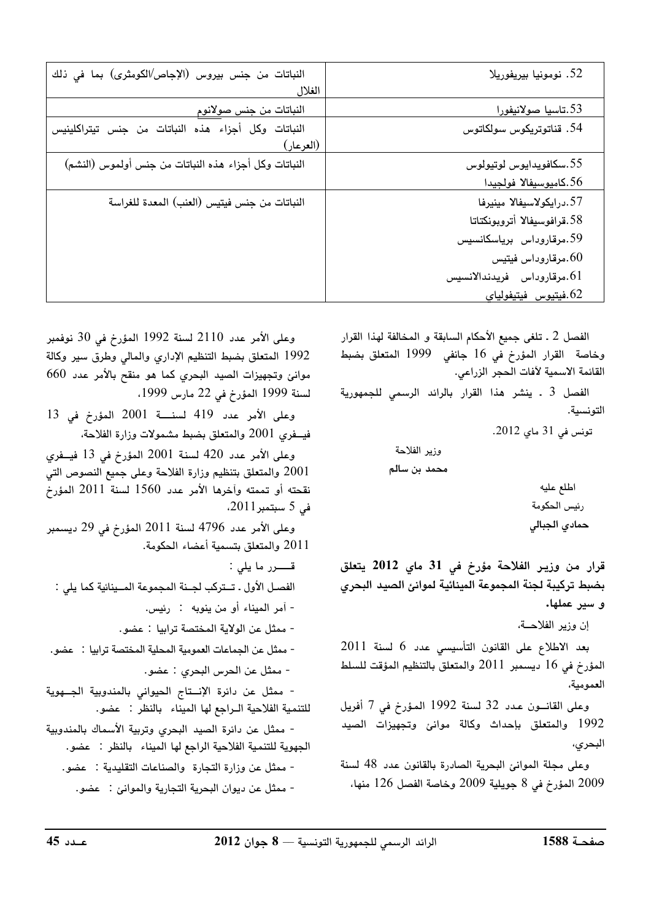| | |
|---|---|
| 52. نومونيا بيريفوريلا | النباتات من جنس بيروس (الإجاص/الكومثرى) بما في ذلك الغلال |
| 53.تاسيا صولانيفورا | النباتات من جنس صولانوم |
| 54. قناتوتريكوس سولكاتوس | النباتات وكل أجزاء هذه النباتات من جنس تيتراكلينيس (العرعار) |
| 55.سكافويديايوس لوتيولوس<br>56.كاميوسيفالا فولجيدا | النباتات وكل أجزاء هذه النباتات من جنس أولموس (النشم) |
| 57.درايكولاسيفالا مينيرفا<br>58.قرافوسيفالا أتروبونكتاتا<br>59.مرقاروداس برياسكانسيس<br>60.مرقاروداس فيتيس<br>61.مرقاروداس فريدندالانسيس<br>62.فيتيوس فيتيفولياي | النباتات من جنس فيتيس (العنب) المعدة للغراسة |

الفصل 2 ـ تلغى جميع الأحكام السابقة و المخالفة لهذا القرار وخاصة القرار المؤرخ في 16 جانفي 1999 المتعلق بضبط القائمة الاسمية لآفات الحجر الزراعي.

الفصل 3 ـ ينشر هذا القرار بالرائد الرسمي للجمهورية التونسية.

تونس في 31 ماي 2012.

وزير الفلاحة

**محمد بن سالم**

اطلع عليه

رئيس الحكومة

**حمادي الجبالي**

**قرار من وزير الفلاحة مؤرخ في 31 ماي 2012 يتعلق بضبط تركيبة لجنة المجموعة المينائية لموانئ الصيد البحري و سير عملها.**

إن وزير الفلاحــة،

بعد الاطلاع على القانون التأسيسي عدد 6 لسنة 2011 المؤرخ في 16 ديسمبر 2011 والمتعلق بالتنظيم المؤقت للسلط العمومية،

وعلى القانــون عـدد 32 لسنة 1992 المـؤرخ في 7 أفريل 1992 والمتعلق بإحداث وكالة موانئ وتجهيزات الصيد البحري،

وعلى مجلة الموانئ البحرية الصادرة بالقانون عدد 48 لسنة 2009 المؤرخ في 8 جويلية 2009 وخاصة الفصل 126 منها،

وعلى الأمر عدد 2110 لسنة 1992 المؤرخ في 30 نوفمبر 1992 المتعلق بضبط التنظيم الإداري والمالي وطرق سير وكالة موانئ وتجهيزات الصيد البحري كما هو منقح بالأمر عدد 660 لسنة 1999 المؤرخ في 22 مارس 1999،

وعلى الأمر عدد 419 لسنـــة 2001 المؤرخ في 13 فيــفري 2001 والمتعلق بضبط مشمولات وزارة الفلاحة،

وعلى الأمر عدد 420 لسنة 2001 المؤرخ في 13 فيــفري 2001 والمتعلق بتنظيم وزارة الفلاحة وعلى جميع النصوص التي نقحته أو تممته وآخرها الأمر عدد 1560 لسنة 2011 المؤرخ في 5 سبتمبر2011،

وعلى الأمر عدد 4796 لسنة 2011 المؤرخ في 29 ديسمبر 2011 والمتعلق بتسمية أعضاء الحكومة.

قـــرر ما يلي :

الفصـل الأول ـ تـتركب لجـنة المجموعة المــينائية كما يلي :

- آمر الميناء أو من ينوبه : رئيس.
- ممثل عن الولاية المختصة ترابيا : عضو.
- ممثل عن الجماعات العمومية المحلية المختصة ترابيا : عضو.
- ممثل عن الحرس البحري : عضو.
- ممثل عن دائرة الإنــتاج الحيواني بالمندوبية الجــهوية للتنمية الفلاحية الـراجع لها الميناء بالنظر : عضو.
- ممثل عن دائرة الصيد البحري وتربية الأسماك بالمندوبية الجهوية للتنمية الفلاحية الراجع لها الميناء بالنظر : عضو.
- ممثل عن وزارة التجارة والصناعات التقليدية : عضو.
- ممثل عن ديوان البحرية التجارية والموانئ : عضو.